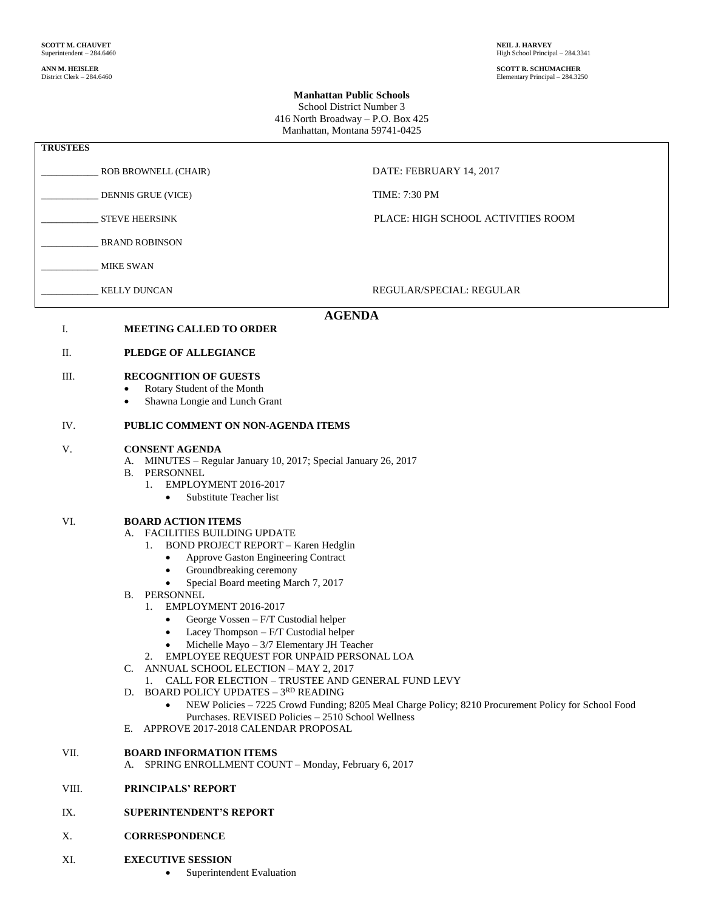**SCOTT M. CHAUVET**
Superintendent – 284.6460

**ANN M. HEISLER**
District Clerk – 284.6460

**NEIL J. HARVEY**
High School Principal – 284.3341

**SCOTT R. SCHUMACHER**
Elementary Principal – 284.3250

**Manhattan Public Schools**
School District Number 3
416 North Broadway – P.O. Box 425
Manhattan, Montana 59741-0425

| **TRUSTEES** | |
|---|---|
| ____________ ROB BROWNELL (CHAIR) | DATE: FEBRUARY 14, 2017 |
| ____________ DENNIS GRUE (VICE) | TIME: 7:30 PM |
| ____________ STEVE HEERSINK | PLACE: HIGH SCHOOL ACTIVITIES ROOM |
| ____________ BRAND ROBINSON | |
| ____________ MIKE SWAN | |
| ____________ KELLY DUNCAN | REGULAR/SPECIAL: REGULAR |

# AGENDA

I. **MEETING CALLED TO ORDER**

II. **PLEDGE OF ALLEGIANCE**

III. **RECOGNITION OF GUESTS**
- Rotary Student of the Month
- Shawna Longie and Lunch Grant

IV. **PUBLIC COMMENT ON NON-AGENDA ITEMS**

V. **CONSENT AGENDA**
- A. MINUTES – Regular January 10, 2017; Special January 26, 2017
- B. PERSONNEL
  1. EMPLOYMENT 2016-2017
     - Substitute Teacher list

VI. **BOARD ACTION ITEMS**
- A. FACILITIES BUILDING UPDATE
  1. BOND PROJECT REPORT – Karen Hedglin
     - Approve Gaston Engineering Contract
     - Groundbreaking ceremony
     - Special Board meeting March 7, 2017
- B. PERSONNEL
  1. EMPLOYMENT 2016-2017
     - George Vossen – F/T Custodial helper
     - Lacey Thompson – F/T Custodial helper
     - Michelle Mayo – 3/7 Elementary JH Teacher
  2. EMPLOYEE REQUEST FOR UNPAID PERSONAL LOA
- C. ANNUAL SCHOOL ELECTION – MAY 2, 2017
  1. CALL FOR ELECTION – TRUSTEE AND GENERAL FUND LEVY
- D. BOARD POLICY UPDATES – 3RD READING
  - NEW Policies – 7225 Crowd Funding; 8205 Meal Charge Policy; 8210 Procurement Policy for School Food Purchases. REVISED Policies – 2510 School Wellness
- E. APPROVE 2017-2018 CALENDAR PROPOSAL

VII. **BOARD INFORMATION ITEMS**
- A. SPRING ENROLLMENT COUNT – Monday, February 6, 2017

VIII. **PRINCIPALS' REPORT**

IX. **SUPERINTENDENT'S REPORT**

X. **CORRESPONDENCE**

XI. **EXECUTIVE SESSION**
- Superintendent Evaluation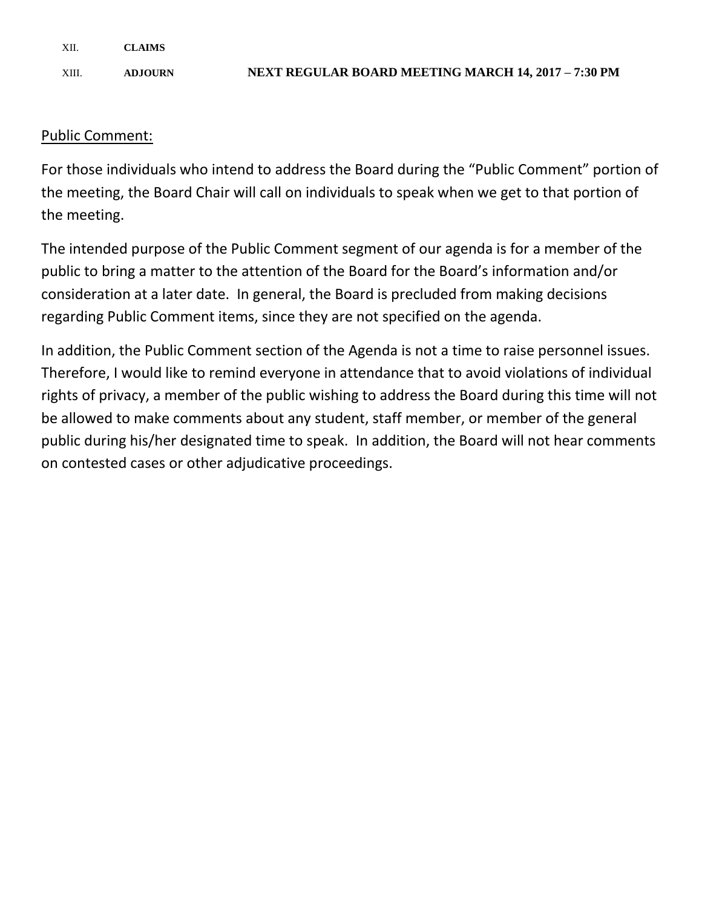XII. **CLAIMS**

XIII. **ADJOURN** **NEXT REGULAR BOARD MEETING MARCH 14, 2017 – 7:30 PM**

Public Comment:

For those individuals who intend to address the Board during the "Public Comment" portion of the meeting, the Board Chair will call on individuals to speak when we get to that portion of the meeting.

The intended purpose of the Public Comment segment of our agenda is for a member of the public to bring a matter to the attention of the Board for the Board's information and/or consideration at a later date. In general, the Board is precluded from making decisions regarding Public Comment items, since they are not specified on the agenda.

In addition, the Public Comment section of the Agenda is not a time to raise personnel issues. Therefore, I would like to remind everyone in attendance that to avoid violations of individual rights of privacy, a member of the public wishing to address the Board during this time will not be allowed to make comments about any student, staff member, or member of the general public during his/her designated time to speak. In addition, the Board will not hear comments on contested cases or other adjudicative proceedings.